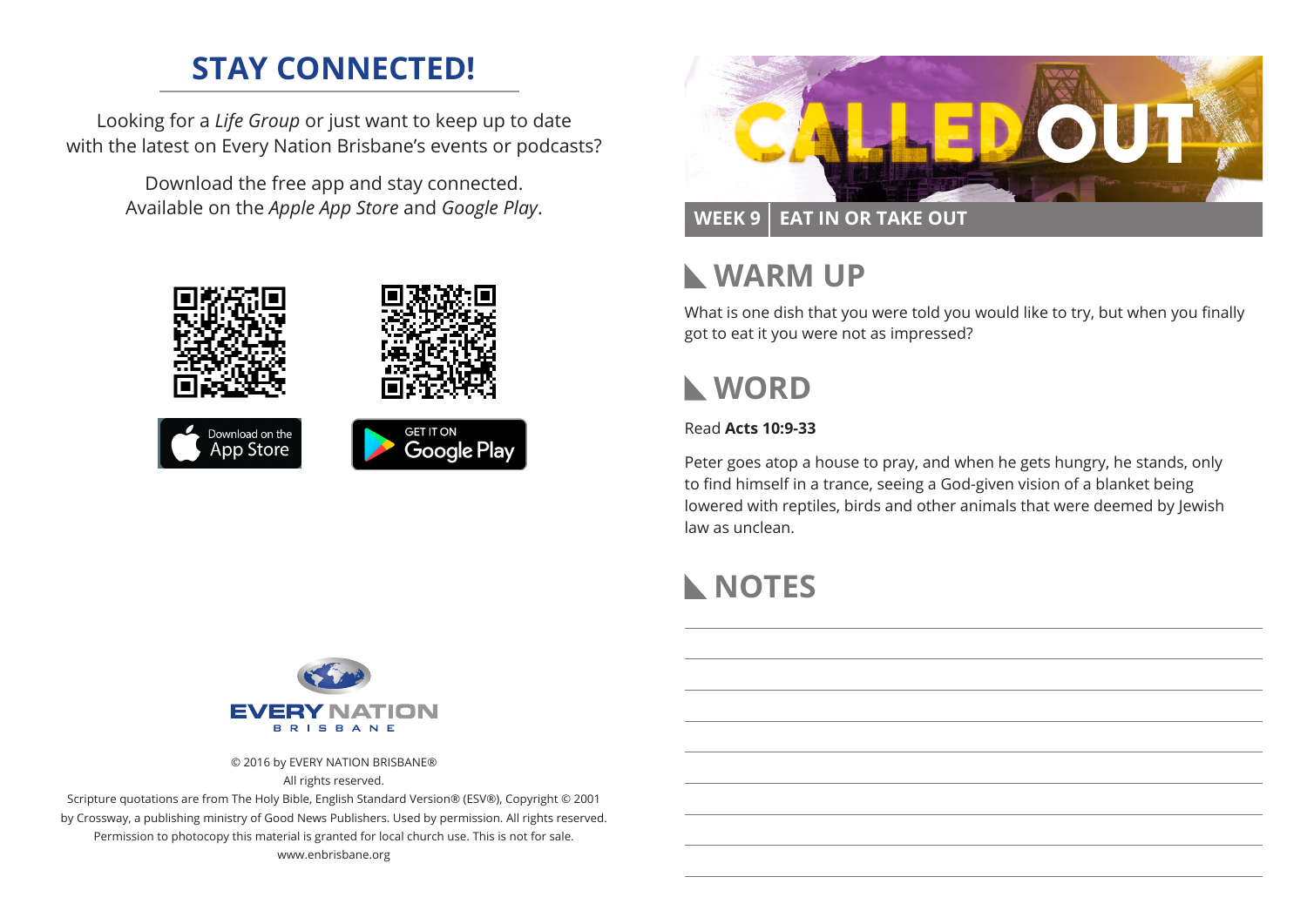## STAY CONNECTED!

Looking for a *Life Group* or just want to keep up to date with the latest on Every Nation Brisbane's events or podcasts?

Download the free app and stay connected. Available on the *Apple App Store* and *Google Play*.

Download on the App Store

GET IT ON Google Play

EVERY NATION BRISBANE

© 2016 by EVERY NATION BRISBANE®
All rights reserved.
Scripture quotations are from The Holy Bible, English Standard Version® (ESV®), Copyright © 2001 by Crossway, a publishing ministry of Good News Publishers. Used by permission. All rights reserved.
Permission to photocopy this material is granted for local church use. This is not for sale.
www.enbrisbane.org

# CALLED OUT

**WEEK 9 | EAT IN OR TAKE OUT**

## WARM UP

What is one dish that you were told you would like to try, but when you finally got to eat it you were not as impressed?

## WORD

Read **Acts 10:9-33**

Peter goes atop a house to pray, and when he gets hungry, he stands, only to find himself in a trance, seeing a God-given vision of a blanket being lowered with reptiles, birds and other animals that were deemed by Jewish law as unclean.

## NOTES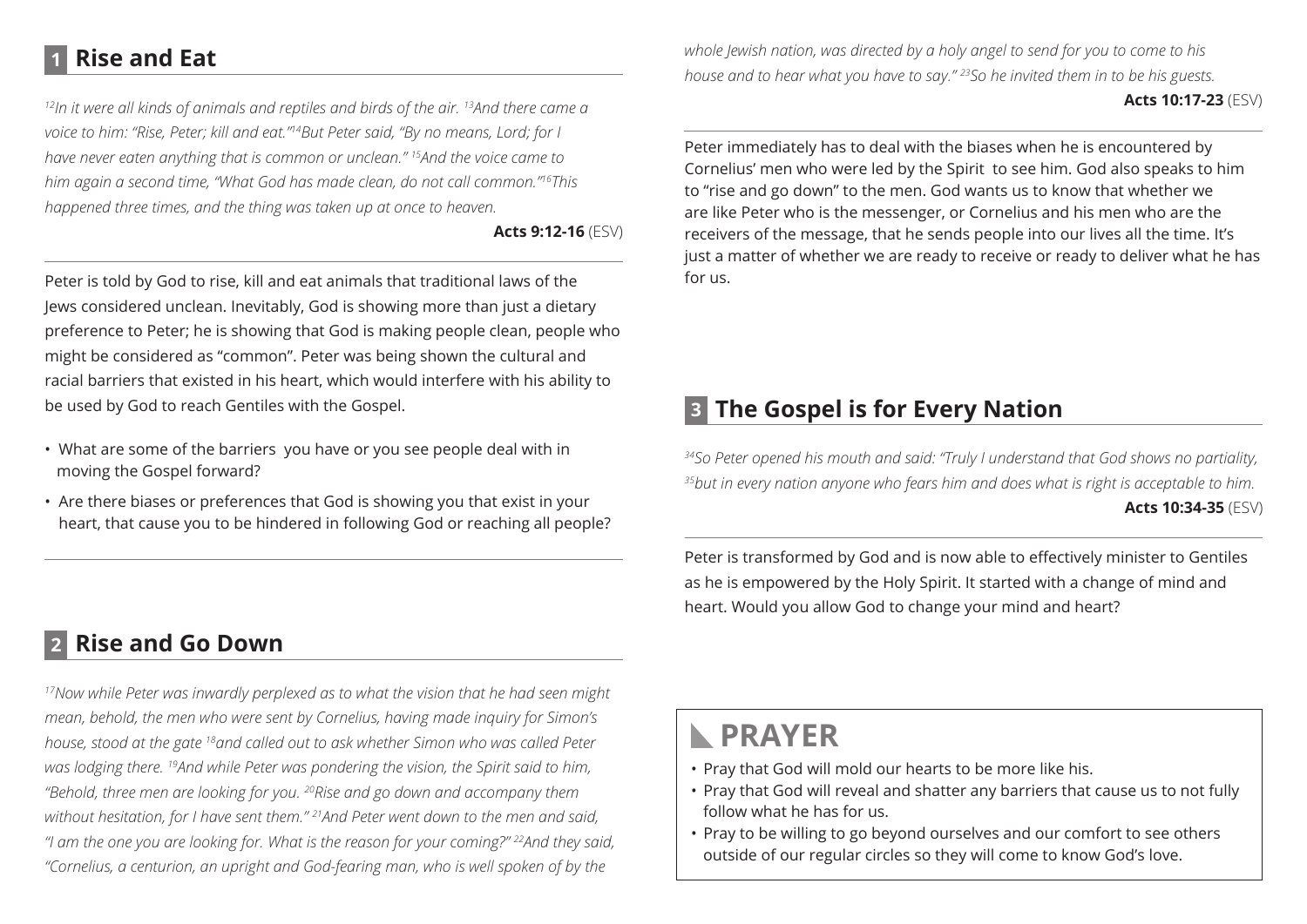## 1 Rise and Eat

*[12]In it were all kinds of animals and reptiles and birds of the air. [13]And there came a voice to him: "Rise, Peter; kill and eat."[14]But Peter said, "By no means, Lord; for I have never eaten anything that is common or unclean." [15]And the voice came to him again a second time, "What God has made clean, do not call common."[16]This happened three times, and the thing was taken up at once to heaven.*

**Acts 9:12-16** (ESV)

Peter is told by God to rise, kill and eat animals that traditional laws of the Jews considered unclean. Inevitably, God is showing more than just a dietary preference to Peter; he is showing that God is making people clean, people who might be considered as "common". Peter was being shown the cultural and racial barriers that existed in his heart, which would interfere with his ability to be used by God to reach Gentiles with the Gospel.

- What are some of the barriers you have or you see people deal with in moving the Gospel forward?
- Are there biases or preferences that God is showing you that exist in your heart, that cause you to be hindered in following God or reaching all people?

## 2 Rise and Go Down

*[17]Now while Peter was inwardly perplexed as to what the vision that he had seen might mean, behold, the men who were sent by Cornelius, having made inquiry for Simon's house, stood at the gate [18]and called out to ask whether Simon who was called Peter was lodging there. [19]And while Peter was pondering the vision, the Spirit said to him, "Behold, three men are looking for you. [20]Rise and go down and accompany them without hesitation, for I have sent them." [21]And Peter went down to the men and said, "I am the one you are looking for. What is the reason for your coming?" [22]And they said, "Cornelius, a centurion, an upright and God-fearing man, who is well spoken of by the whole Jewish nation, was directed by a holy angel to send for you to come to his house and to hear what you have to say." [23]So he invited them in to be his guests.*

**Acts 10:17-23** (ESV)

Peter immediately has to deal with the biases when he is encountered by Cornelius' men who were led by the Spirit to see him. God also speaks to him to "rise and go down" to the men. God wants us to know that whether we are like Peter who is the messenger, or Cornelius and his men who are the receivers of the message, that he sends people into our lives all the time. It's just a matter of whether we are ready to receive or ready to deliver what he has for us.

## 3 The Gospel is for Every Nation

*[34]So Peter opened his mouth and said: "Truly I understand that God shows no partiality, [35]but in every nation anyone who fears him and does what is right is acceptable to him.*

**Acts 10:34-35** (ESV)

Peter is transformed by God and is now able to effectively minister to Gentiles as he is empowered by the Holy Spirit. It started with a change of mind and heart. Would you allow God to change your mind and heart?

## PRAYER

- Pray that God will mold our hearts to be more like his.
- Pray that God will reveal and shatter any barriers that cause us to not fully follow what he has for us.
- Pray to be willing to go beyond ourselves and our comfort to see others outside of our regular circles so they will come to know God's love.